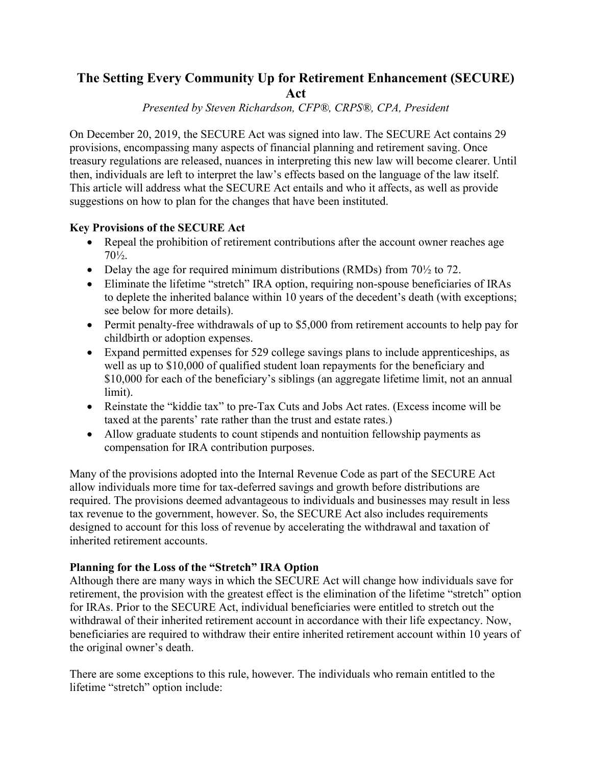# The Setting Every Community Up for Retirement Enhancement (SECURE) Act

*Presented by Steven Richardson, CFP®, CRPS®, CPA, President*

On December 20, 2019, the SECURE Act was signed into law. The SECURE Act contains 29 provisions, encompassing many aspects of financial planning and retirement saving. Once treasury regulations are released, nuances in interpreting this new law will become clearer. Until then, individuals are left to interpret the law's effects based on the language of the law itself. This article will address what the SECURE Act entails and who it affects, as well as provide suggestions on how to plan for the changes that have been instituted.

**Key Provisions of the SECURE Act**

- Repeal the prohibition of retirement contributions after the account owner reaches age 70½.
- Delay the age for required minimum distributions (RMDs) from 70½ to 72.
- Eliminate the lifetime "stretch" IRA option, requiring non-spouse beneficiaries of IRAs to deplete the inherited balance within 10 years of the decedent's death (with exceptions; see below for more details).
- Permit penalty-free withdrawals of up to $5,000 from retirement accounts to help pay for childbirth or adoption expenses.
- Expand permitted expenses for 529 college savings plans to include apprenticeships, as well as up to $10,000 of qualified student loan repayments for the beneficiary and $10,000 for each of the beneficiary's siblings (an aggregate lifetime limit, not an annual limit).
- Reinstate the "kiddie tax" to pre-Tax Cuts and Jobs Act rates. (Excess income will be taxed at the parents' rate rather than the trust and estate rates.)
- Allow graduate students to count stipends and nontuition fellowship payments as compensation for IRA contribution purposes.

Many of the provisions adopted into the Internal Revenue Code as part of the SECURE Act allow individuals more time for tax-deferred savings and growth before distributions are required. The provisions deemed advantageous to individuals and businesses may result in less tax revenue to the government, however. So, the SECURE Act also includes requirements designed to account for this loss of revenue by accelerating the withdrawal and taxation of inherited retirement accounts.

**Planning for the Loss of the "Stretch" IRA Option**

Although there are many ways in which the SECURE Act will change how individuals save for retirement, the provision with the greatest effect is the elimination of the lifetime "stretch" option for IRAs. Prior to the SECURE Act, individual beneficiaries were entitled to stretch out the withdrawal of their inherited retirement account in accordance with their life expectancy. Now, beneficiaries are required to withdraw their entire inherited retirement account within 10 years of the original owner's death.

There are some exceptions to this rule, however. The individuals who remain entitled to the lifetime "stretch" option include: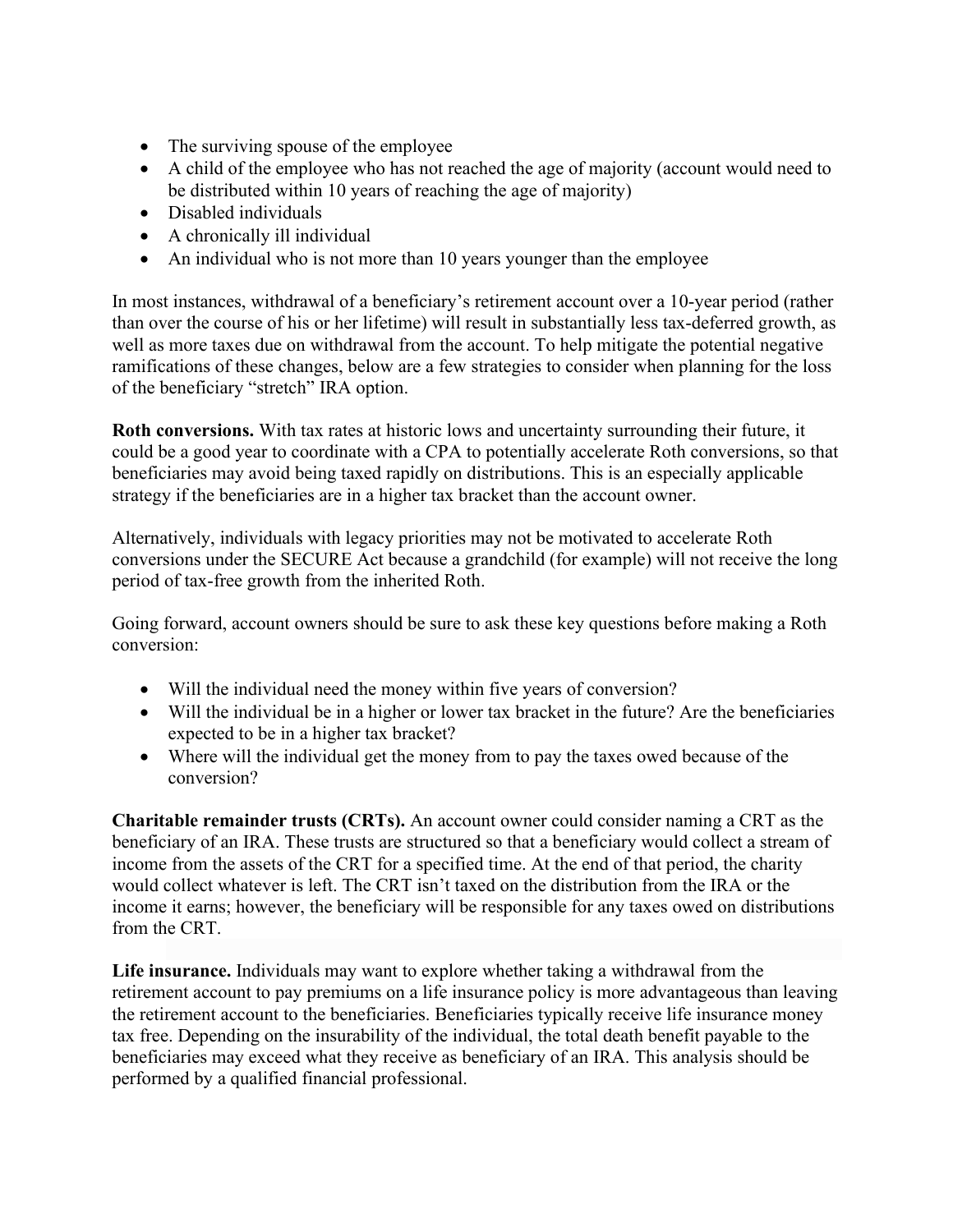- The surviving spouse of the employee
- A child of the employee who has not reached the age of majority (account would need to be distributed within 10 years of reaching the age of majority)
- Disabled individuals
- A chronically ill individual
- An individual who is not more than 10 years younger than the employee

In most instances, withdrawal of a beneficiary's retirement account over a 10-year period (rather than over the course of his or her lifetime) will result in substantially less tax-deferred growth, as well as more taxes due on withdrawal from the account. To help mitigate the potential negative ramifications of these changes, below are a few strategies to consider when planning for the loss of the beneficiary "stretch" IRA option.

**Roth conversions.** With tax rates at historic lows and uncertainty surrounding their future, it could be a good year to coordinate with a CPA to potentially accelerate Roth conversions, so that beneficiaries may avoid being taxed rapidly on distributions. This is an especially applicable strategy if the beneficiaries are in a higher tax bracket than the account owner.

Alternatively, individuals with legacy priorities may not be motivated to accelerate Roth conversions under the SECURE Act because a grandchild (for example) will not receive the long period of tax-free growth from the inherited Roth.

Going forward, account owners should be sure to ask these key questions before making a Roth conversion:

- Will the individual need the money within five years of conversion?
- Will the individual be in a higher or lower tax bracket in the future? Are the beneficiaries expected to be in a higher tax bracket?
- Where will the individual get the money from to pay the taxes owed because of the conversion?

**Charitable remainder trusts (CRTs).** An account owner could consider naming a CRT as the beneficiary of an IRA. These trusts are structured so that a beneficiary would collect a stream of income from the assets of the CRT for a specified time. At the end of that period, the charity would collect whatever is left. The CRT isn't taxed on the distribution from the IRA or the income it earns; however, the beneficiary will be responsible for any taxes owed on distributions from the CRT.

**Life insurance.** Individuals may want to explore whether taking a withdrawal from the retirement account to pay premiums on a life insurance policy is more advantageous than leaving the retirement account to the beneficiaries. Beneficiaries typically receive life insurance money tax free. Depending on the insurability of the individual, the total death benefit payable to the beneficiaries may exceed what they receive as beneficiary of an IRA. This analysis should be performed by a qualified financial professional.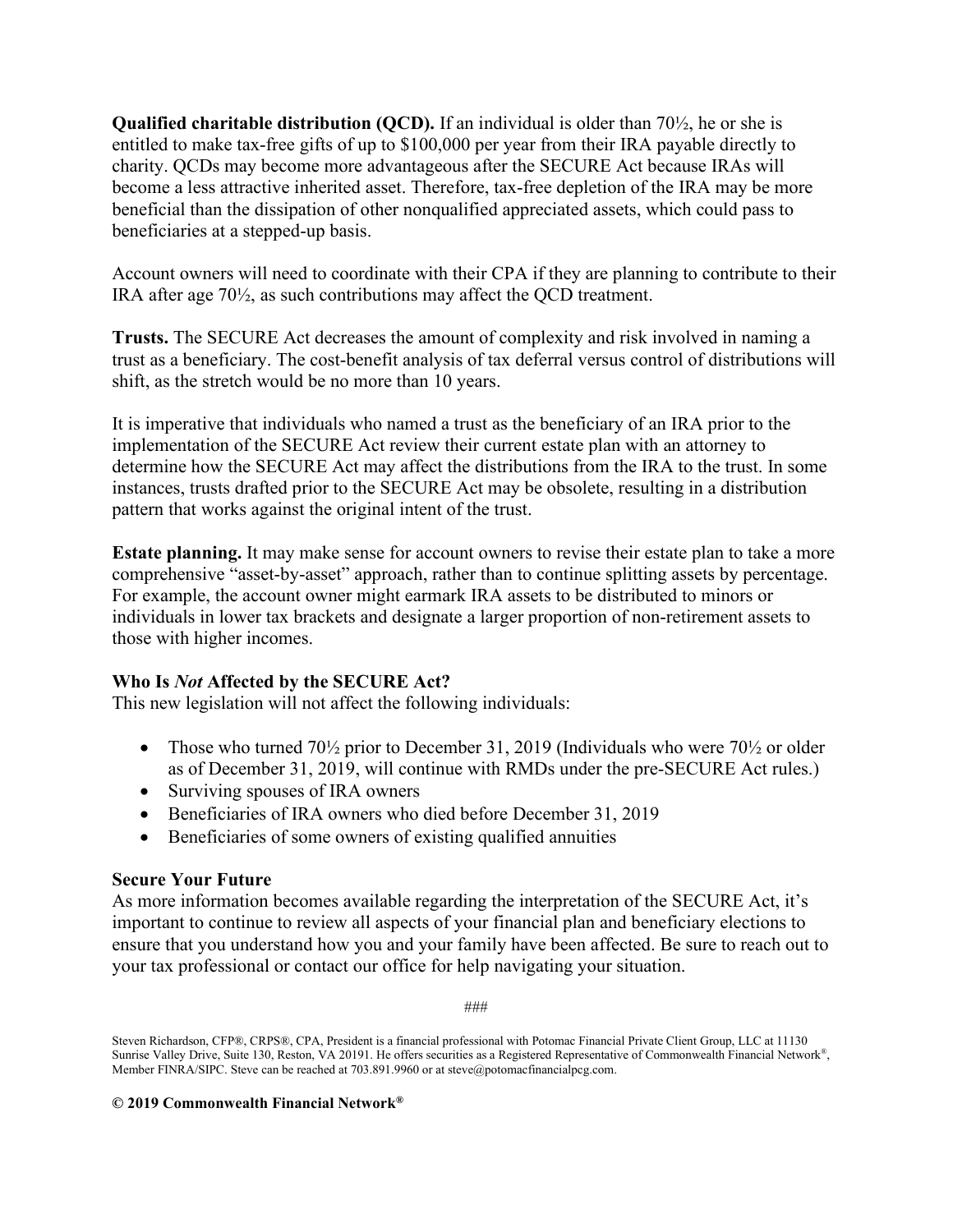**Qualified charitable distribution (QCD).** If an individual is older than 70½, he or she is entitled to make tax-free gifts of up to $100,000 per year from their IRA payable directly to charity. QCDs may become more advantageous after the SECURE Act because IRAs will become a less attractive inherited asset. Therefore, tax-free depletion of the IRA may be more beneficial than the dissipation of other nonqualified appreciated assets, which could pass to beneficiaries at a stepped-up basis.

Account owners will need to coordinate with their CPA if they are planning to contribute to their IRA after age 70½, as such contributions may affect the QCD treatment.

**Trusts.** The SECURE Act decreases the amount of complexity and risk involved in naming a trust as a beneficiary. The cost-benefit analysis of tax deferral versus control of distributions will shift, as the stretch would be no more than 10 years.

It is imperative that individuals who named a trust as the beneficiary of an IRA prior to the implementation of the SECURE Act review their current estate plan with an attorney to determine how the SECURE Act may affect the distributions from the IRA to the trust. In some instances, trusts drafted prior to the SECURE Act may be obsolete, resulting in a distribution pattern that works against the original intent of the trust.

**Estate planning.** It may make sense for account owners to revise their estate plan to take a more comprehensive "asset-by-asset" approach, rather than to continue splitting assets by percentage. For example, the account owner might earmark IRA assets to be distributed to minors or individuals in lower tax brackets and designate a larger proportion of non-retirement assets to those with higher incomes.

### Who Is *Not* Affected by the SECURE Act?

This new legislation will not affect the following individuals:

- Those who turned 70½ prior to December 31, 2019 (Individuals who were 70½ or older as of December 31, 2019, will continue with RMDs under the pre-SECURE Act rules.)
- Surviving spouses of IRA owners
- Beneficiaries of IRA owners who died before December 31, 2019
- Beneficiaries of some owners of existing qualified annuities

### Secure Your Future

As more information becomes available regarding the interpretation of the SECURE Act, it's important to continue to review all aspects of your financial plan and beneficiary elections to ensure that you understand how you and your family have been affected. Be sure to reach out to your tax professional or contact our office for help navigating your situation.

###

Steven Richardson, CFP®, CRPS®, CPA, President is a financial professional with Potomac Financial Private Client Group, LLC at 11130 Sunrise Valley Drive, Suite 130, Reston, VA 20191. He offers securities as a Registered Representative of Commonwealth Financial Network®, Member FINRA/SIPC. Steve can be reached at 703.891.9960 or at steve@potomacfinancialpcg.com.

**© 2019 Commonwealth Financial Network®**